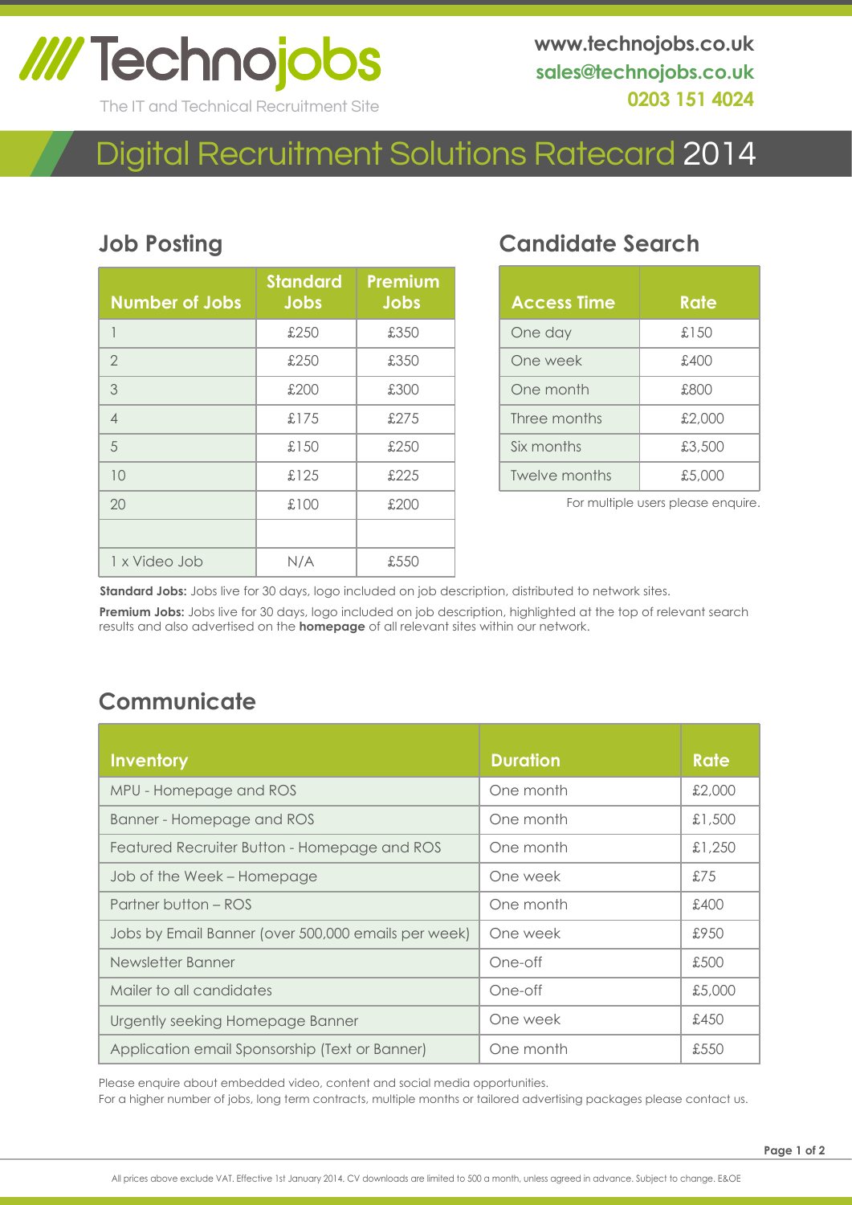# Technojobs

The IT and Technical Recruitment Site

**www.technojobs.co.uk**
**sales@technojobs.co.uk**
**0203 151 4024**

# Digital Recruitment Solutions Ratecard 2014

## Job Posting

| Number of Jobs | Standard Jobs | Premium Jobs |
|---|---|---|
| 1 | £250 | £350 |
| 2 | £250 | £350 |
| 3 | £200 | £300 |
| 4 | £175 | £275 |
| 5 | £150 | £250 |
| 10 | £125 | £225 |
| 20 | £100 | £200 |
| | | |
| 1 x Video Job | N/A | £550 |

**Standard Jobs:** Jobs live for 30 days, logo included on job description, distributed to network sites.

**Premium Jobs:** Jobs live for 30 days, logo included on job description, highlighted at the top of relevant search results and also advertised on the **homepage** of all relevant sites within our network.

## Candidate Search

| Access Time | Rate |
|---|---|
| One day | £150 |
| One week | £400 |
| One month | £800 |
| Three months | £2,000 |
| Six months | £3,500 |
| Twelve months | £5,000 |

For multiple users please enquire.

## Communicate

| Inventory | Duration | Rate |
|---|---|---|
| MPU - Homepage and ROS | One month | £2,000 |
| Banner - Homepage and ROS | One month | £1,500 |
| Featured Recruiter Button - Homepage and ROS | One month | £1,250 |
| Job of the Week – Homepage | One week | £75 |
| Partner button – ROS | One month | £400 |
| Jobs by Email Banner (over 500,000 emails per week) | One week | £950 |
| Newsletter Banner | One-off | £500 |
| Mailer to all candidates | One-off | £5,000 |
| Urgently seeking Homepage Banner | One week | £450 |
| Application email Sponsorship (Text or Banner) | One month | £550 |

Please enquire about embedded video, content and social media opportunities.
For a higher number of jobs, long term contracts, multiple months or tailored advertising packages please contact us.

All prices above exclude VAT. Effective 1st January 2014. CV downloads are limited to 500 a month, unless agreed in advance. Subject to change. E&OE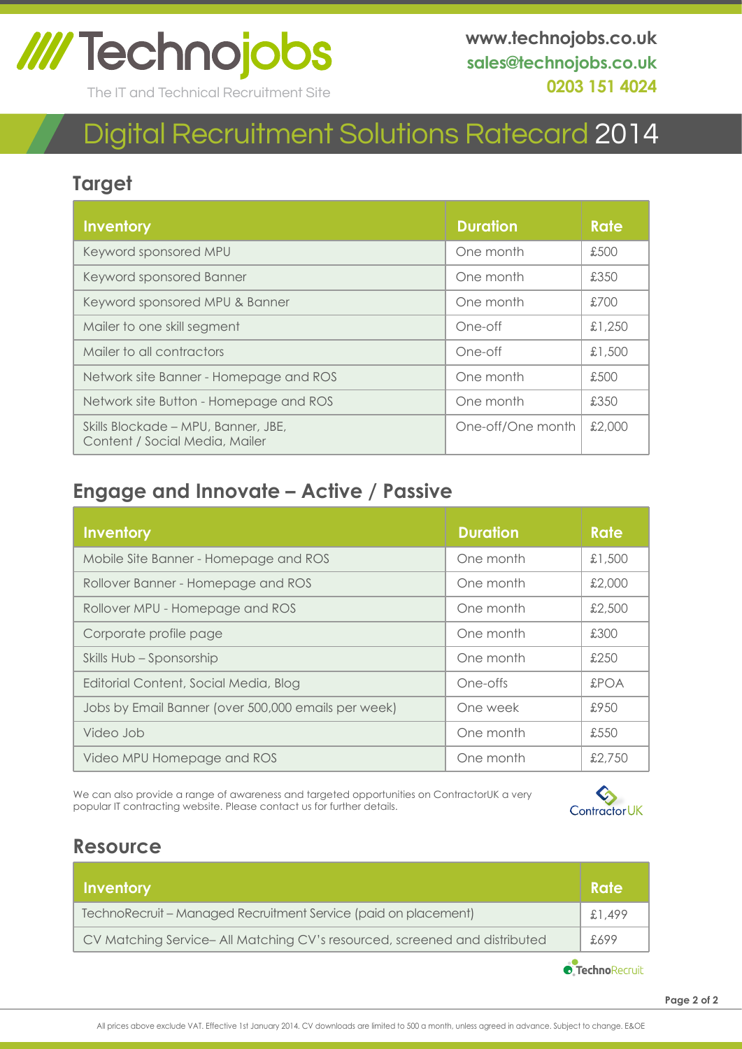# Technojobs

The IT and Technical Recruitment Site

www.technojobs.co.uk
sales@technojobs.co.uk
0203 151 4024

# Digital Recruitment Solutions Ratecard 2014

## Target

| Inventory | Duration | Rate |
|---|---|---|
| Keyword sponsored MPU | One month | £500 |
| Keyword sponsored Banner | One month | £350 |
| Keyword sponsored MPU & Banner | One month | £700 |
| Mailer to one skill segment | One-off | £1,250 |
| Mailer to all contractors | One-off | £1,500 |
| Network site Banner - Homepage and ROS | One month | £500 |
| Network site Button - Homepage and ROS | One month | £350 |
| Skills Blockade – MPU, Banner, JBE, Content / Social Media, Mailer | One-off/One month | £2,000 |

## Engage and Innovate – Active / Passive

| Inventory | Duration | Rate |
|---|---|---|
| Mobile Site Banner - Homepage and ROS | One month | £1,500 |
| Rollover Banner - Homepage and ROS | One month | £2,000 |
| Rollover MPU - Homepage and ROS | One month | £2,500 |
| Corporate profile page | One month | £300 |
| Skills Hub – Sponsorship | One month | £250 |
| Editorial Content, Social Media, Blog | One-offs | £POA |
| Jobs by Email Banner (over 500,000 emails per week) | One week | £950 |
| Video Job | One month | £550 |
| Video MPU Homepage and ROS | One month | £2,750 |

We can also provide a range of awareness and targeted opportunities on ContractorUK a very popular IT contracting website. Please contact us for further details.

ContractorUK

## Resource

| Inventory | Rate |
|---|---|
| TechnoRecruit – Managed Recruitment Service (paid on placement) | £1,499 |
| CV Matching Service– All Matching CV's resourced, screened and distributed | £699 |

TechnoRecruit

All prices above exclude VAT. Effective 1st January 2014. CV downloads are limited to 500 a month, unless agreed in advance. Subject to change. E&OE